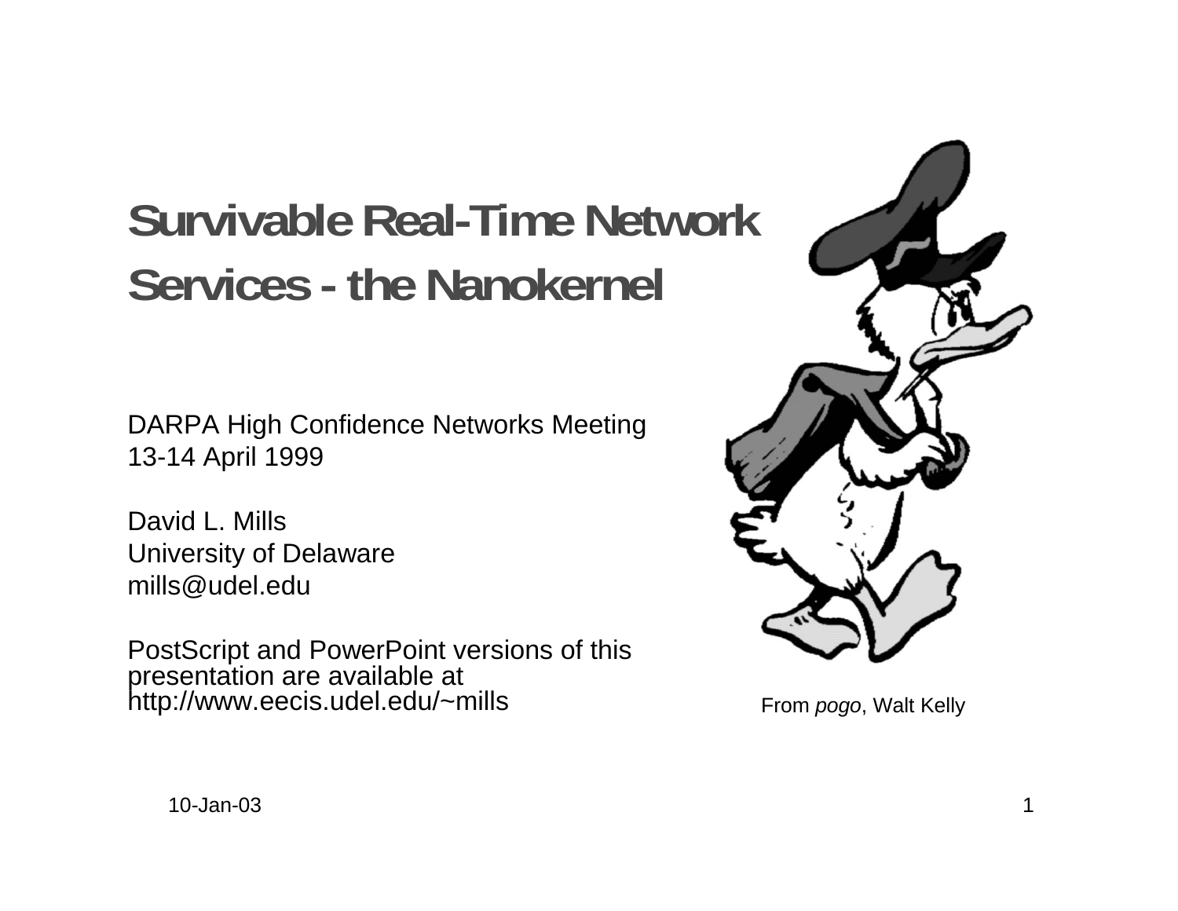# Survivable Real-Time Network Services - the Nanokernel

DARPA High Confidence Networks Meeting
13-14 April 1999

David L. Mills
University of Delaware
mills@udel.edu

PostScript and PowerPoint versions of this presentation are available at
http://www.eecis.udel.edu/~mills

From *pogo*, Walt Kelly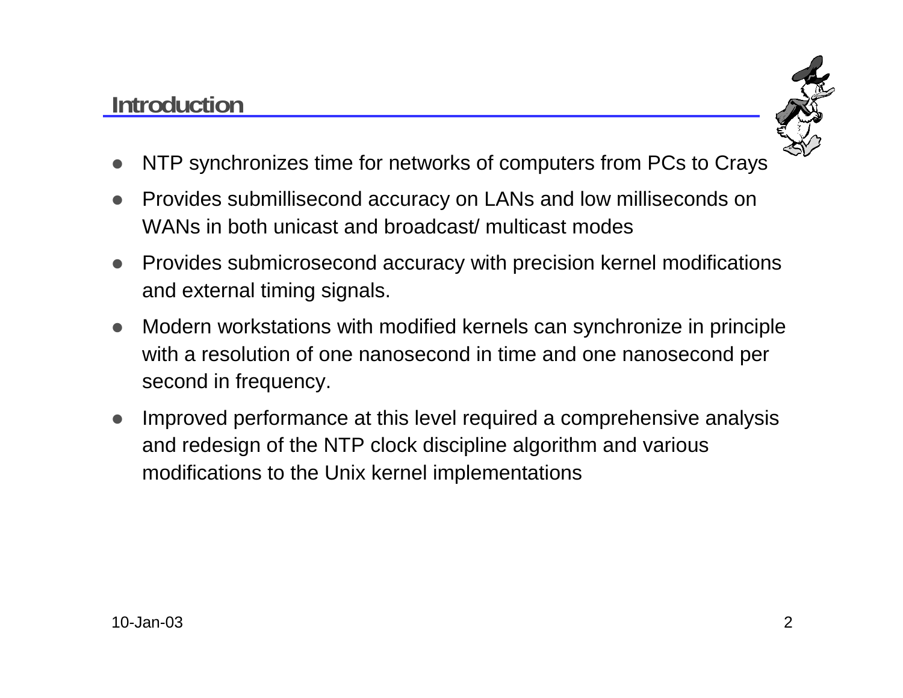## Introduction

- NTP synchronizes time for networks of computers from PCs to Crays
- Provides submillisecond accuracy on LANs and low milliseconds on WANs in both unicast and broadcast/ multicast modes
- Provides submicrosecond accuracy with precision kernel modifications and external timing signals.
- Modern workstations with modified kernels can synchronize in principle with a resolution of one nanosecond in time and one nanosecond per second in frequency.
- Improved performance at this level required a comprehensive analysis and redesign of the NTP clock discipline algorithm and various modifications to the Unix kernel implementations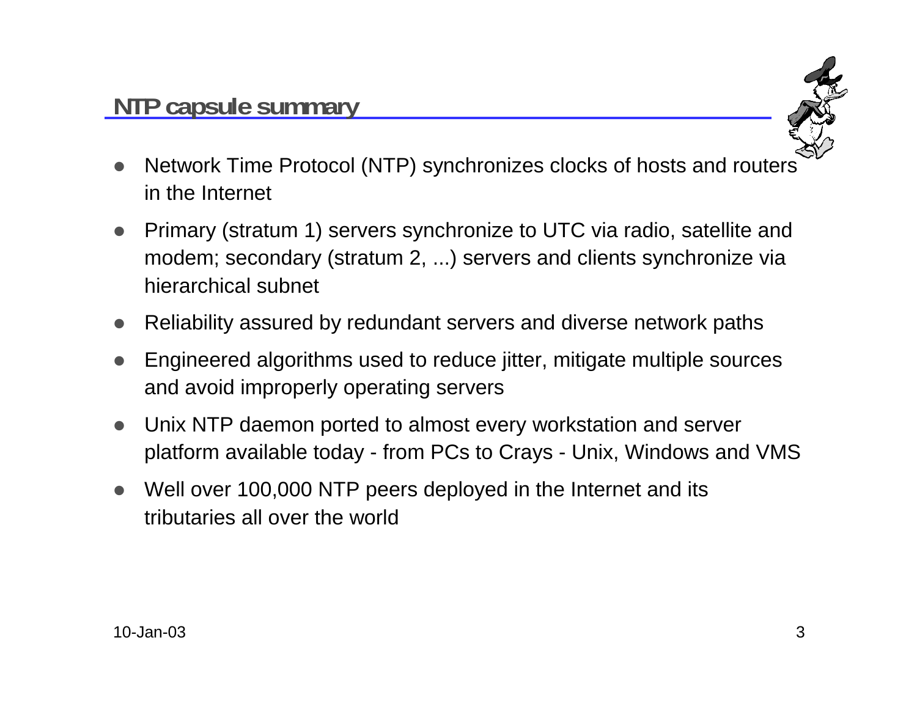## NTP capsule summary

- Network Time Protocol (NTP) synchronizes clocks of hosts and routers in the Internet
- Primary (stratum 1) servers synchronize to UTC via radio, satellite and modem; secondary (stratum 2, ...) servers and clients synchronize via hierarchical subnet
- Reliability assured by redundant servers and diverse network paths
- Engineered algorithms used to reduce jitter, mitigate multiple sources and avoid improperly operating servers
- Unix NTP daemon ported to almost every workstation and server platform available today - from PCs to Crays - Unix, Windows and VMS
- Well over 100,000 NTP peers deployed in the Internet and its tributaries all over the world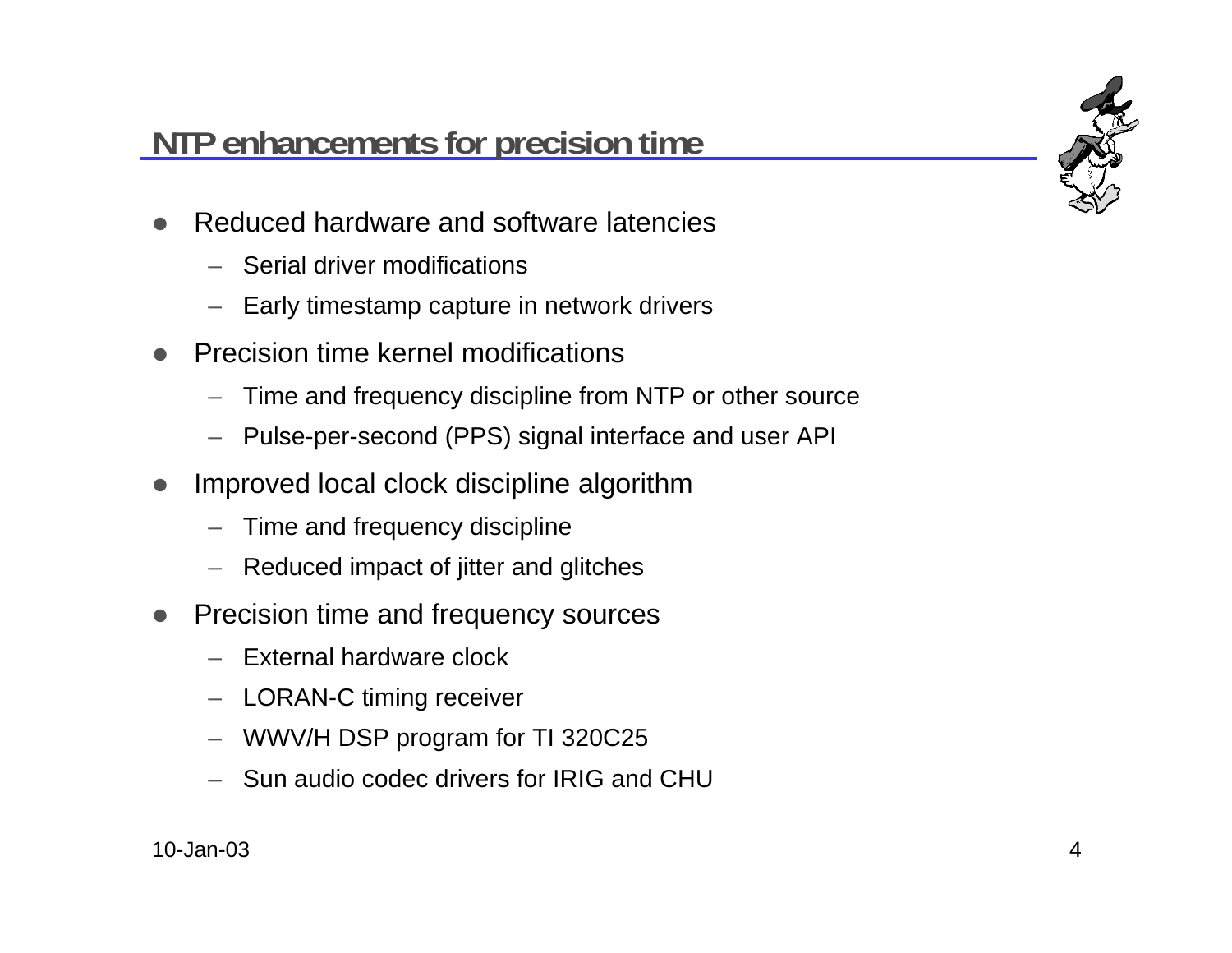## NTP enhancements for precision time

- Reduced hardware and software latencies
  - Serial driver modifications
  - Early timestamp capture in network drivers
- Precision time kernel modifications
  - Time and frequency discipline from NTP or other source
  - Pulse-per-second (PPS) signal interface and user API
- Improved local clock discipline algorithm
  - Time and frequency discipline
  - Reduced impact of jitter and glitches
- Precision time and frequency sources
  - External hardware clock
  - LORAN-C timing receiver
  - WWV/H DSP program for TI 320C25
  - Sun audio codec drivers for IRIG and CHU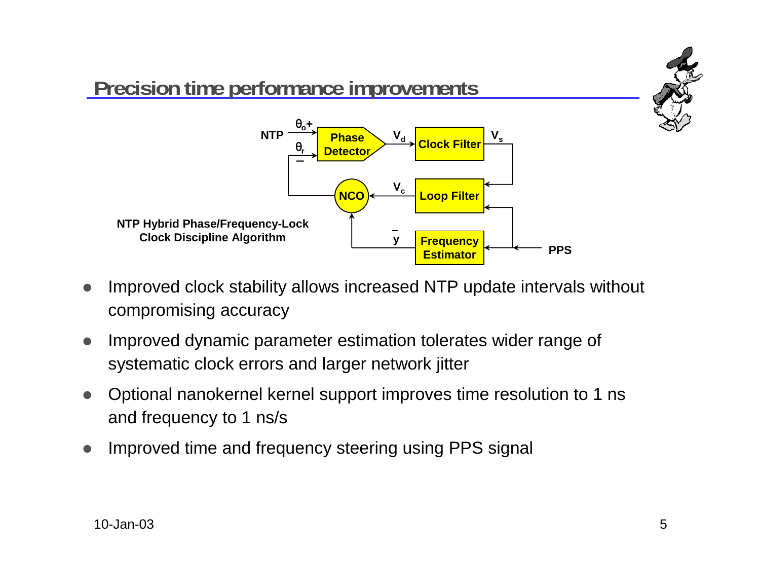# Precision time performance improvements

NTP Hybrid Phase/Frequency-Lock Clock Discipline Algorithm

- Improved clock stability allows increased NTP update intervals without compromising accuracy
- Improved dynamic parameter estimation tolerates wider range of systematic clock errors and larger network jitter
- Optional nanokernel kernel support improves time resolution to 1 ns and frequency to 1 ns/s
- Improved time and frequency steering using PPS signal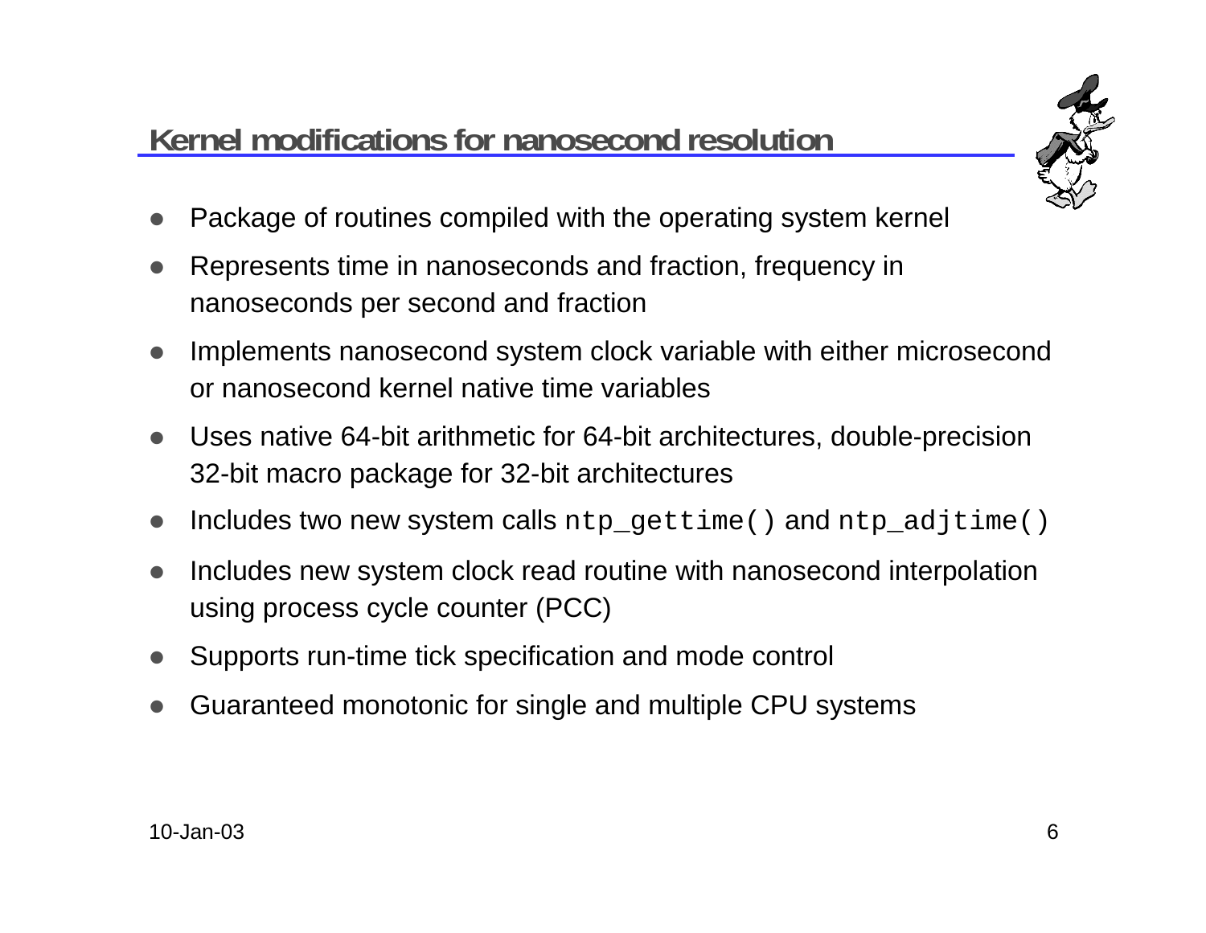## Kernel modifications for nanosecond resolution

- Package of routines compiled with the operating system kernel
- Represents time in nanoseconds and fraction, frequency in nanoseconds per second and fraction
- Implements nanosecond system clock variable with either microsecond or nanosecond kernel native time variables
- Uses native 64-bit arithmetic for 64-bit architectures, double-precision 32-bit macro package for 32-bit architectures
- Includes two new system calls `ntp_gettime()` and `ntp_adjtime()`
- Includes new system clock read routine with nanosecond interpolation using process cycle counter (PCC)
- Supports run-time tick specification and mode control
- Guaranteed monotonic for single and multiple CPU systems

10-Jan-03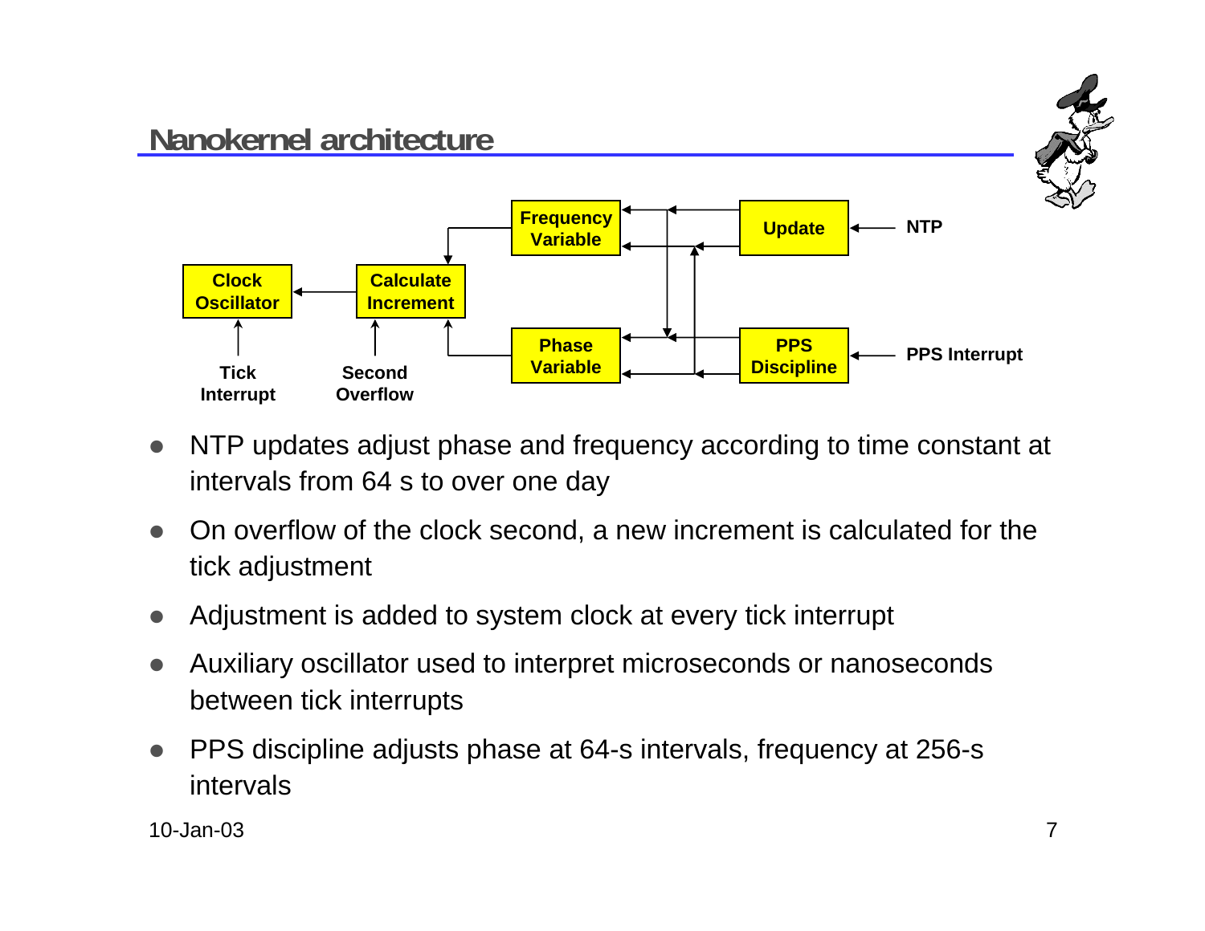# Nanokernel architecture

- NTP updates adjust phase and frequency according to time constant at intervals from 64 s to over one day
- On overflow of the clock second, a new increment is calculated for the tick adjustment
- Adjustment is added to system clock at every tick interrupt
- Auxiliary oscillator used to interpret microseconds or nanoseconds between tick interrupts
- PPS discipline adjusts phase at 64-s intervals, frequency at 256-s intervals

10-Jan-03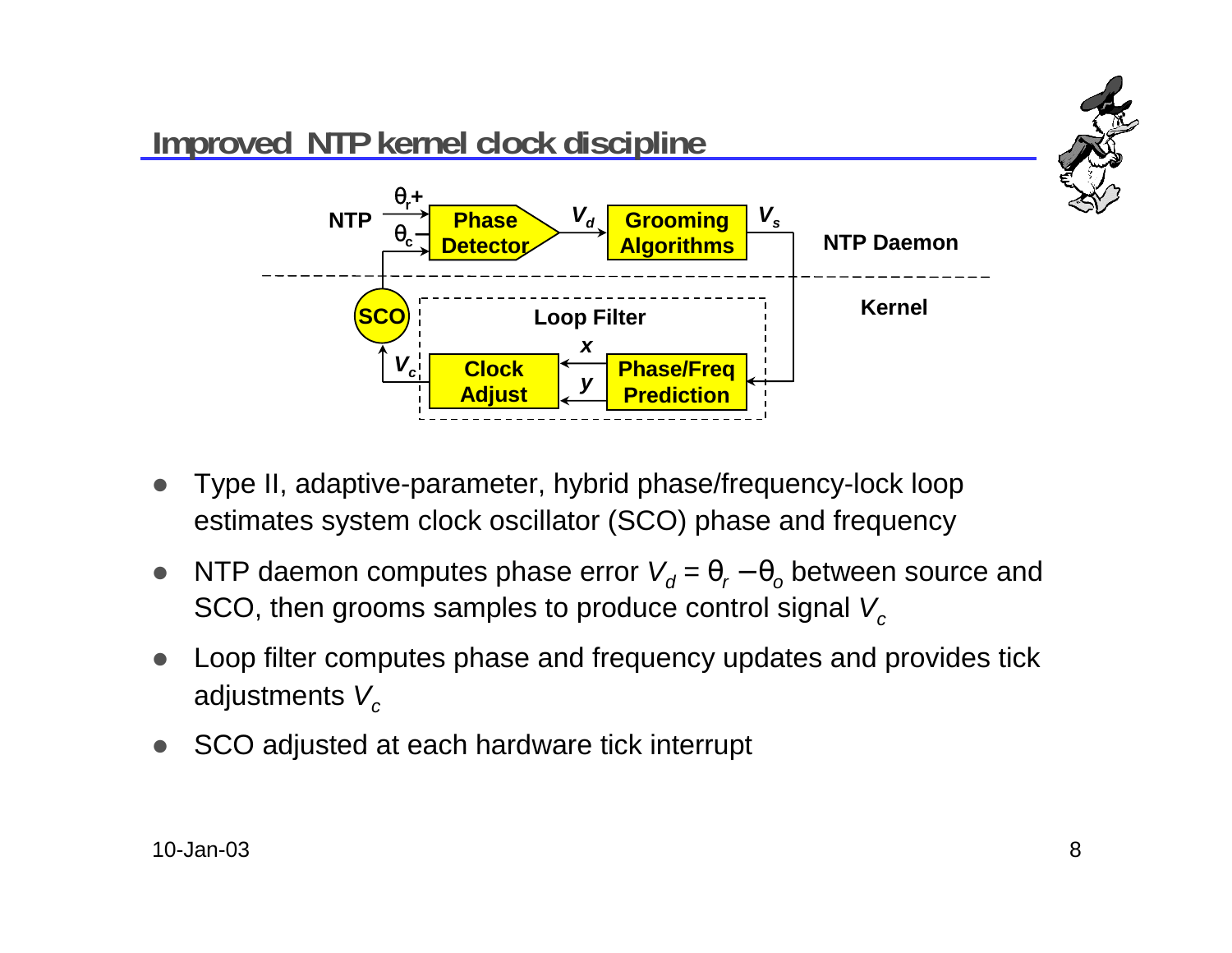## Improved NTP kernel clock discipline

- Type II, adaptive-parameter, hybrid phase/frequency-lock loop estimates system clock oscillator (SCO) phase and frequency
- NTP daemon computes phase error $V_d = \theta_r - \theta_o$ between source and SCO, then grooms samples to produce control signal $V_c$
- Loop filter computes phase and frequency updates and provides tick adjustments $V_c$
- SCO adjusted at each hardware tick interrupt

10-Jan-03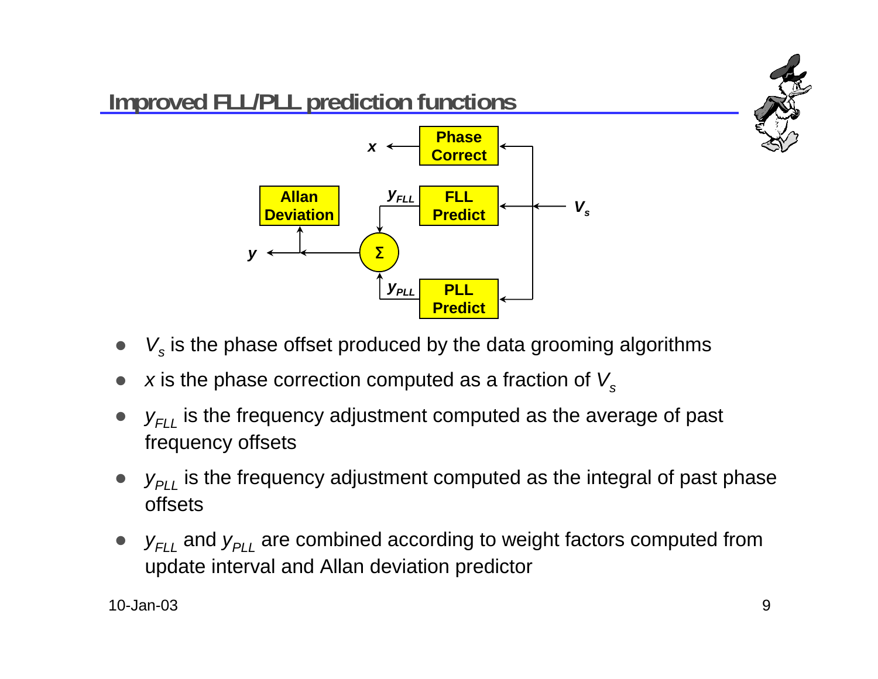## Improved FLL/PLL prediction functions

- $V_s$ is the phase offset produced by the data grooming algorithms
- $x$ is the phase correction computed as a fraction of $V_s$
- $y_{FLL}$ is the frequency adjustment computed as the average of past frequency offsets
- $y_{PLL}$ is the frequency adjustment computed as the integral of past phase offsets
- $y_{FLL}$ and $y_{PLL}$ are combined according to weight factors computed from update interval and Allan deviation predictor

10-Jan-03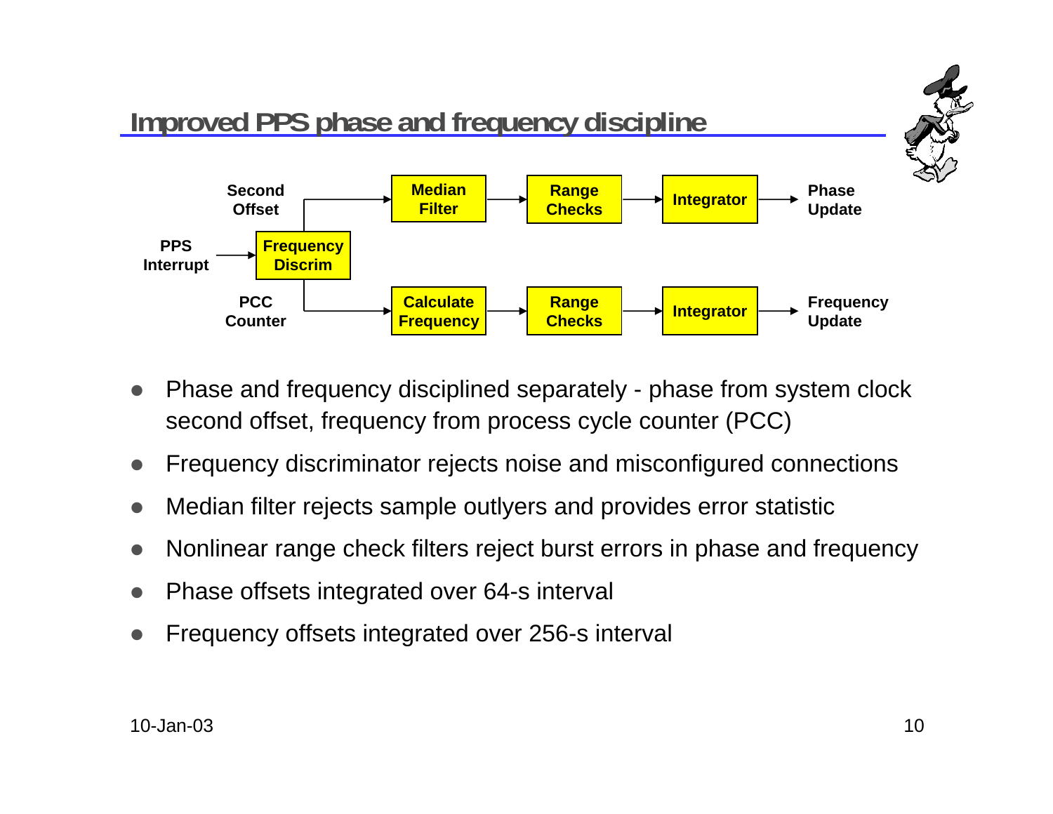## Improved PPS phase and frequency discipline

- Phase and frequency disciplined separately - phase from system clock second offset, frequency from process cycle counter (PCC)
- Frequency discriminator rejects noise and misconfigured connections
- Median filter rejects sample outlyers and provides error statistic
- Nonlinear range check filters reject burst errors in phase and frequency
- Phase offsets integrated over 64-s interval
- Frequency offsets integrated over 256-s interval

10-Jan-03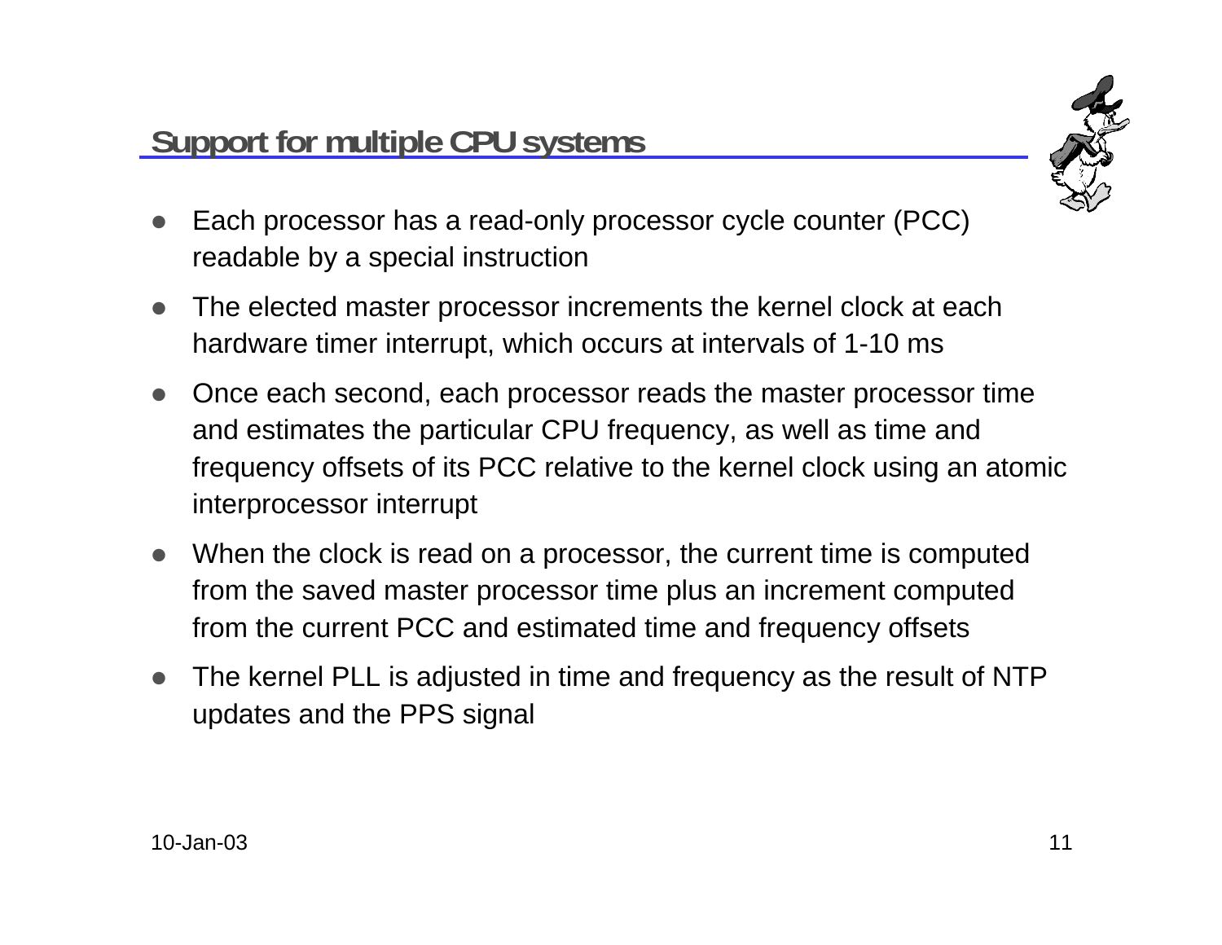## Support for multiple CPU systems

- Each processor has a read-only processor cycle counter (PCC) readable by a special instruction
- The elected master processor increments the kernel clock at each hardware timer interrupt, which occurs at intervals of 1-10 ms
- Once each second, each processor reads the master processor time and estimates the particular CPU frequency, as well as time and frequency offsets of its PCC relative to the kernel clock using an atomic interprocessor interrupt
- When the clock is read on a processor, the current time is computed from the saved master processor time plus an increment computed from the current PCC and estimated time and frequency offsets
- The kernel PLL is adjusted in time and frequency as the result of NTP updates and the PPS signal

10-Jan-03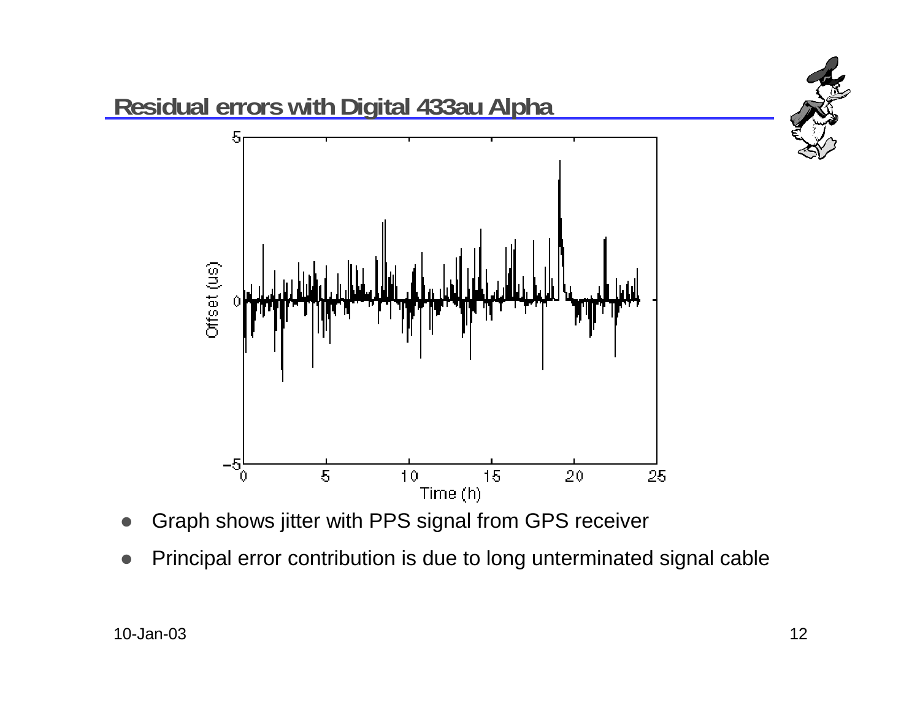## Residual errors with Digital 433au Alpha

- Graph shows jitter with PPS signal from GPS receiver
- Principal error contribution is due to long unterminated signal cable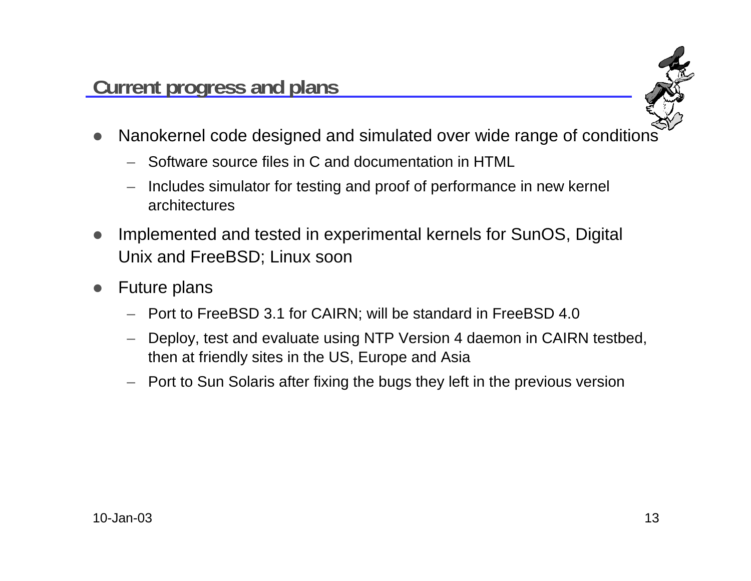## Current progress and plans

- Nanokernel code designed and simulated over wide range of conditions
  - Software source files in C and documentation in HTML
  - Includes simulator for testing and proof of performance in new kernel architectures
- Implemented and tested in experimental kernels for SunOS, Digital Unix and FreeBSD; Linux soon
- Future plans
  - Port to FreeBSD 3.1 for CAIRN; will be standard in FreeBSD 4.0
  - Deploy, test and evaluate using NTP Version 4 daemon in CAIRN testbed, then at friendly sites in the US, Europe and Asia
  - Port to Sun Solaris after fixing the bugs they left in the previous version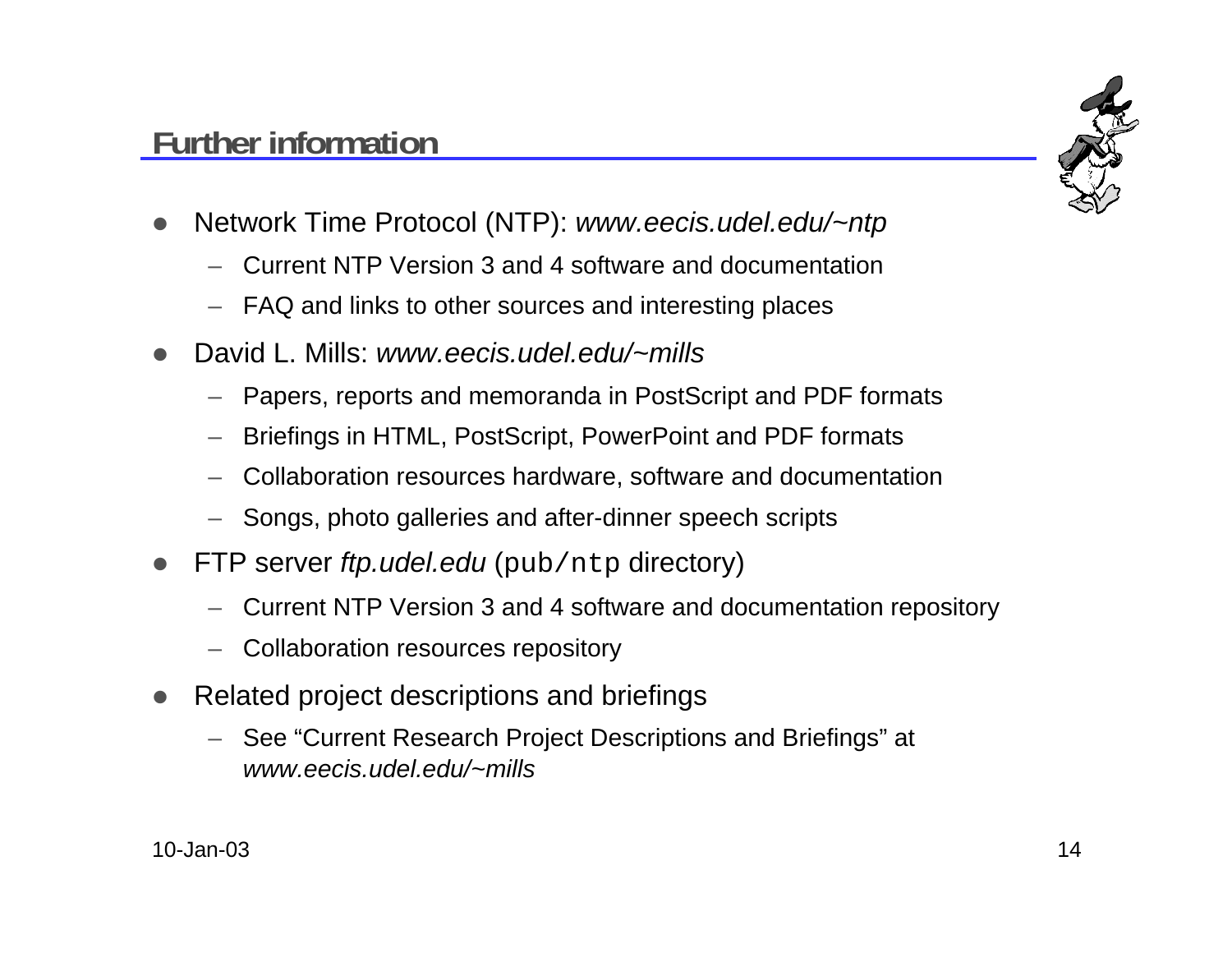## Further information

- Network Time Protocol (NTP): *www.eecis.udel.edu/~ntp*
  - Current NTP Version 3 and 4 software and documentation
  - FAQ and links to other sources and interesting places
- David L. Mills: *www.eecis.udel.edu/~mills*
  - Papers, reports and memoranda in PostScript and PDF formats
  - Briefings in HTML, PostScript, PowerPoint and PDF formats
  - Collaboration resources hardware, software and documentation
  - Songs, photo galleries and after-dinner speech scripts
- FTP server *ftp.udel.edu* (`pub/ntp` directory)
  - Current NTP Version 3 and 4 software and documentation repository
  - Collaboration resources repository
- Related project descriptions and briefings
  - See “Current Research Project Descriptions and Briefings” at *www.eecis.udel.edu/~mills*

10-Jan-03